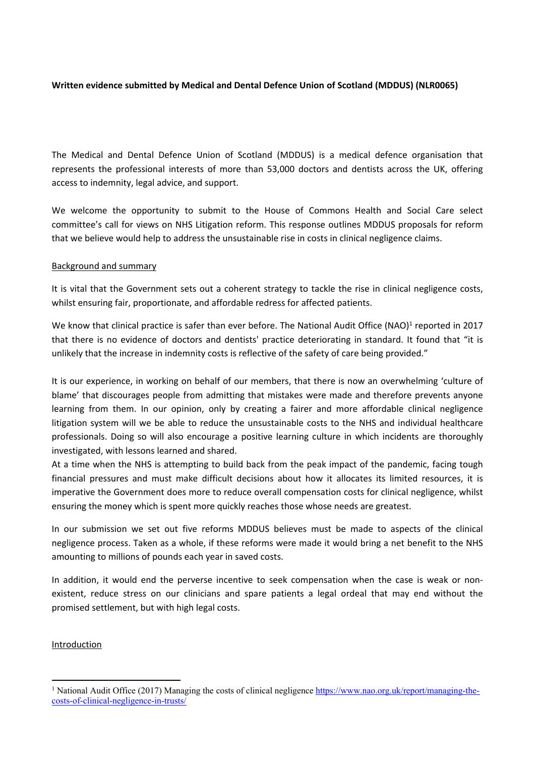**Written evidence submitted by Medical and Dental Defence Union of Scotland (MDDUS) (NLR0065)**

The Medical and Dental Defence Union of Scotland (MDDUS) is a medical defence organisation that represents the professional interests of more than 53,000 doctors and dentists across the UK, offering access to indemnity, legal advice, and support.

We welcome the opportunity to submit to the House of Commons Health and Social Care select committee's call for views on NHS Litigation reform. This response outlines MDDUS proposals for reform that we believe would help to address the unsustainable rise in costs in clinical negligence claims.

## Background and summary

It is vital that the Government sets out a coherent strategy to tackle the rise in clinical negligence costs, whilst ensuring fair, proportionate, and affordable redress for affected patients.

We know that clinical practice is safer than ever before. The National Audit Office (NAO)[1] reported in 2017 that there is no evidence of doctors and dentists' practice deteriorating in standard. It found that "it is unlikely that the increase in indemnity costs is reflective of the safety of care being provided."

It is our experience, in working on behalf of our members, that there is now an overwhelming 'culture of blame' that discourages people from admitting that mistakes were made and therefore prevents anyone learning from them. In our opinion, only by creating a fairer and more affordable clinical negligence litigation system will we be able to reduce the unsustainable costs to the NHS and individual healthcare professionals. Doing so will also encourage a positive learning culture in which incidents are thoroughly investigated, with lessons learned and shared.

At a time when the NHS is attempting to build back from the peak impact of the pandemic, facing tough financial pressures and must make difficult decisions about how it allocates its limited resources, it is imperative the Government does more to reduce overall compensation costs for clinical negligence, whilst ensuring the money which is spent more quickly reaches those whose needs are greatest.

In our submission we set out five reforms MDDUS believes must be made to aspects of the clinical negligence process. Taken as a whole, if these reforms were made it would bring a net benefit to the NHS amounting to millions of pounds each year in saved costs.

In addition, it would end the perverse incentive to seek compensation when the case is weak or non-existent, reduce stress on our clinicians and spare patients a legal ordeal that may end without the promised settlement, but with high legal costs.

## Introduction

[1] National Audit Office (2017) Managing the costs of clinical negligence https://www.nao.org.uk/report/managing-the-costs-of-clinical-negligence-in-trusts/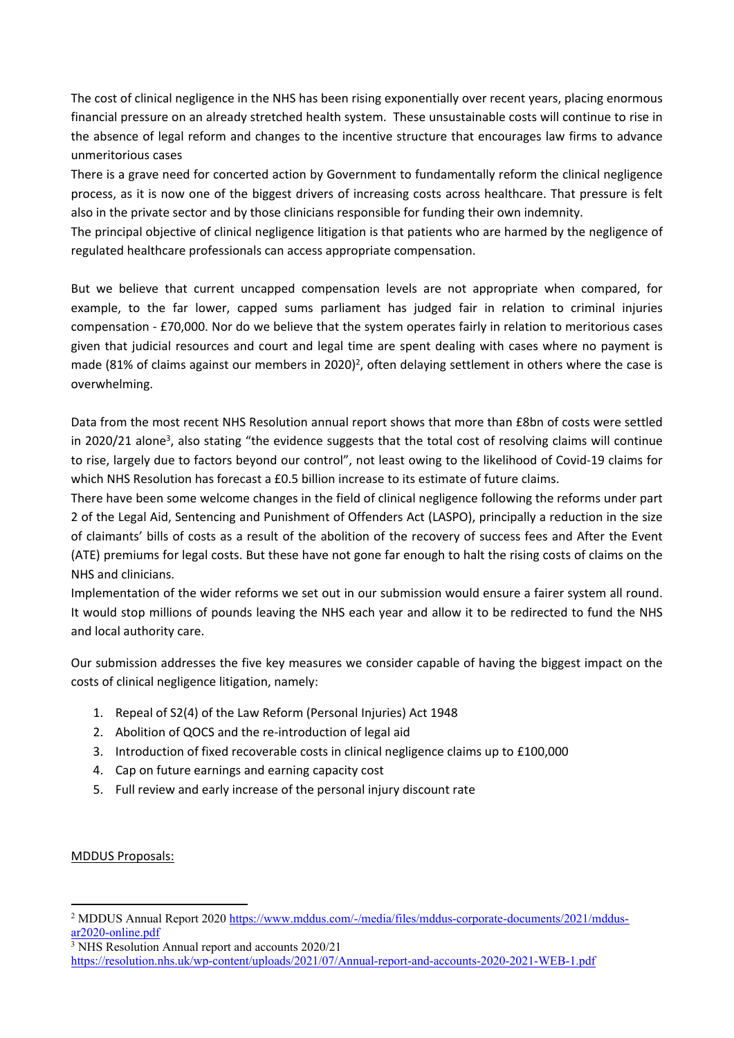The cost of clinical negligence in the NHS has been rising exponentially over recent years, placing enormous financial pressure on an already stretched health system. These unsustainable costs will continue to rise in the absence of legal reform and changes to the incentive structure that encourages law firms to advance unmeritorious cases

There is a grave need for concerted action by Government to fundamentally reform the clinical negligence process, as it is now one of the biggest drivers of increasing costs across healthcare. That pressure is felt also in the private sector and by those clinicians responsible for funding their own indemnity.

The principal objective of clinical negligence litigation is that patients who are harmed by the negligence of regulated healthcare professionals can access appropriate compensation.

But we believe that current uncapped compensation levels are not appropriate when compared, for example, to the far lower, capped sums parliament has judged fair in relation to criminal injuries compensation - £70,000. Nor do we believe that the system operates fairly in relation to meritorious cases given that judicial resources and court and legal time are spent dealing with cases where no payment is made (81% of claims against our members in 2020)[2], often delaying settlement in others where the case is overwhelming.

Data from the most recent NHS Resolution annual report shows that more than £8bn of costs were settled in 2020/21 alone[3], also stating "the evidence suggests that the total cost of resolving claims will continue to rise, largely due to factors beyond our control", not least owing to the likelihood of Covid-19 claims for which NHS Resolution has forecast a £0.5 billion increase to its estimate of future claims.

There have been some welcome changes in the field of clinical negligence following the reforms under part 2 of the Legal Aid, Sentencing and Punishment of Offenders Act (LASPO), principally a reduction in the size of claimants' bills of costs as a result of the abolition of the recovery of success fees and After the Event (ATE) premiums for legal costs. But these have not gone far enough to halt the rising costs of claims on the NHS and clinicians.

Implementation of the wider reforms we set out in our submission would ensure a fairer system all round. It would stop millions of pounds leaving the NHS each year and allow it to be redirected to fund the NHS and local authority care.

Our submission addresses the five key measures we consider capable of having the biggest impact on the costs of clinical negligence litigation, namely:

1. Repeal of S2(4) of the Law Reform (Personal Injuries) Act 1948
2. Abolition of QOCS and the re-introduction of legal aid
3. Introduction of fixed recoverable costs in clinical negligence claims up to £100,000
4. Cap on future earnings and earning capacity cost
5. Full review and early increase of the personal injury discount rate

MDDUS Proposals:

---

[2] MDDUS Annual Report 2020 https://www.mddus.com/-/media/files/mddus-corporate-documents/2021/mddus-ar2020-online.pdf

[3] NHS Resolution Annual report and accounts 2020/21 https://resolution.nhs.uk/wp-content/uploads/2021/07/Annual-report-and-accounts-2020-2021-WEB-1.pdf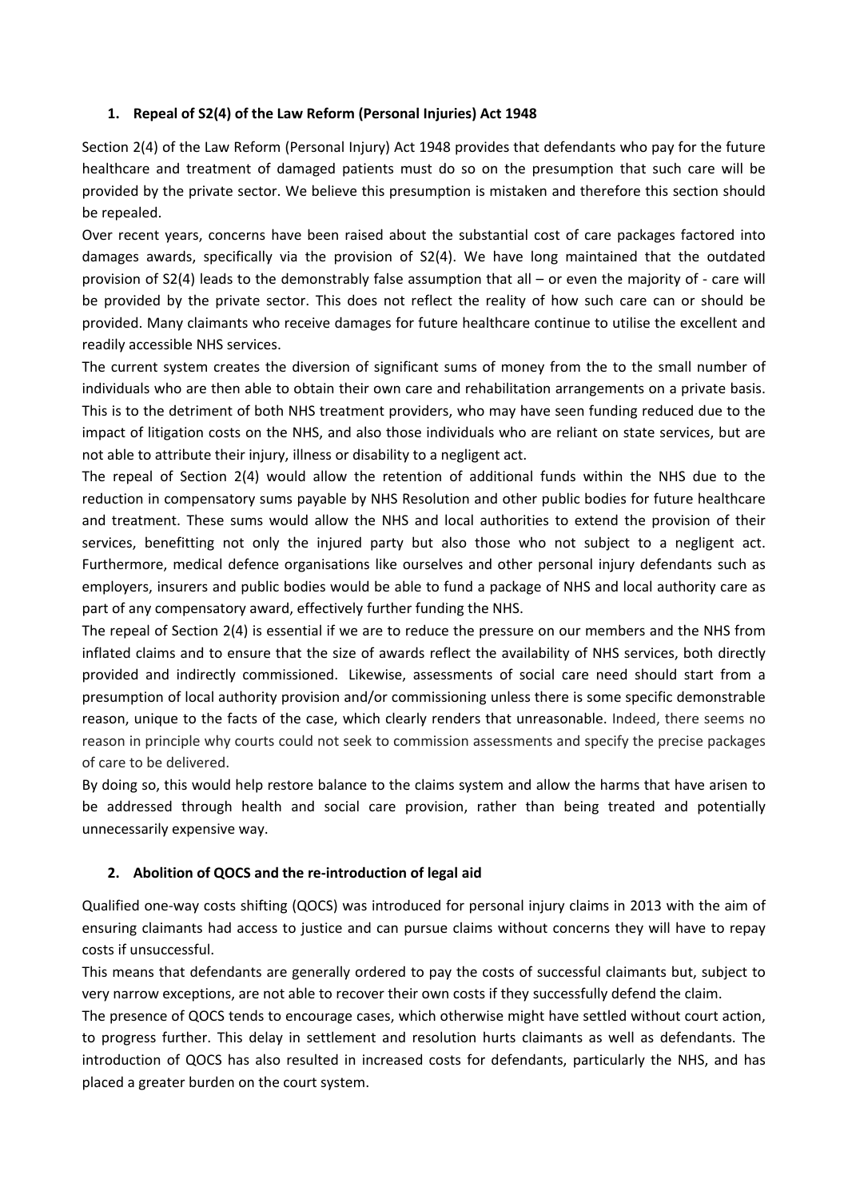## 1. Repeal of S2(4) of the Law Reform (Personal Injuries) Act 1948

Section 2(4) of the Law Reform (Personal Injury) Act 1948 provides that defendants who pay for the future healthcare and treatment of damaged patients must do so on the presumption that such care will be provided by the private sector. We believe this presumption is mistaken and therefore this section should be repealed.

Over recent years, concerns have been raised about the substantial cost of care packages factored into damages awards, specifically via the provision of S2(4). We have long maintained that the outdated provision of S2(4) leads to the demonstrably false assumption that all – or even the majority of - care will be provided by the private sector. This does not reflect the reality of how such care can or should be provided. Many claimants who receive damages for future healthcare continue to utilise the excellent and readily accessible NHS services.

The current system creates the diversion of significant sums of money from the to the small number of individuals who are then able to obtain their own care and rehabilitation arrangements on a private basis. This is to the detriment of both NHS treatment providers, who may have seen funding reduced due to the impact of litigation costs on the NHS, and also those individuals who are reliant on state services, but are not able to attribute their injury, illness or disability to a negligent act.

The repeal of Section 2(4) would allow the retention of additional funds within the NHS due to the reduction in compensatory sums payable by NHS Resolution and other public bodies for future healthcare and treatment. These sums would allow the NHS and local authorities to extend the provision of their services, benefitting not only the injured party but also those who not subject to a negligent act. Furthermore, medical defence organisations like ourselves and other personal injury defendants such as employers, insurers and public bodies would be able to fund a package of NHS and local authority care as part of any compensatory award, effectively further funding the NHS.

The repeal of Section 2(4) is essential if we are to reduce the pressure on our members and the NHS from inflated claims and to ensure that the size of awards reflect the availability of NHS services, both directly provided and indirectly commissioned. Likewise, assessments of social care need should start from a presumption of local authority provision and/or commissioning unless there is some specific demonstrable reason, unique to the facts of the case, which clearly renders that unreasonable. Indeed, there seems no reason in principle why courts could not seek to commission assessments and specify the precise packages of care to be delivered.

By doing so, this would help restore balance to the claims system and allow the harms that have arisen to be addressed through health and social care provision, rather than being treated and potentially unnecessarily expensive way.

## 2. Abolition of QOCS and the re-introduction of legal aid

Qualified one-way costs shifting (QOCS) was introduced for personal injury claims in 2013 with the aim of ensuring claimants had access to justice and can pursue claims without concerns they will have to repay costs if unsuccessful.

This means that defendants are generally ordered to pay the costs of successful claimants but, subject to very narrow exceptions, are not able to recover their own costs if they successfully defend the claim.

The presence of QOCS tends to encourage cases, which otherwise might have settled without court action, to progress further. This delay in settlement and resolution hurts claimants as well as defendants. The introduction of QOCS has also resulted in increased costs for defendants, particularly the NHS, and has placed a greater burden on the court system.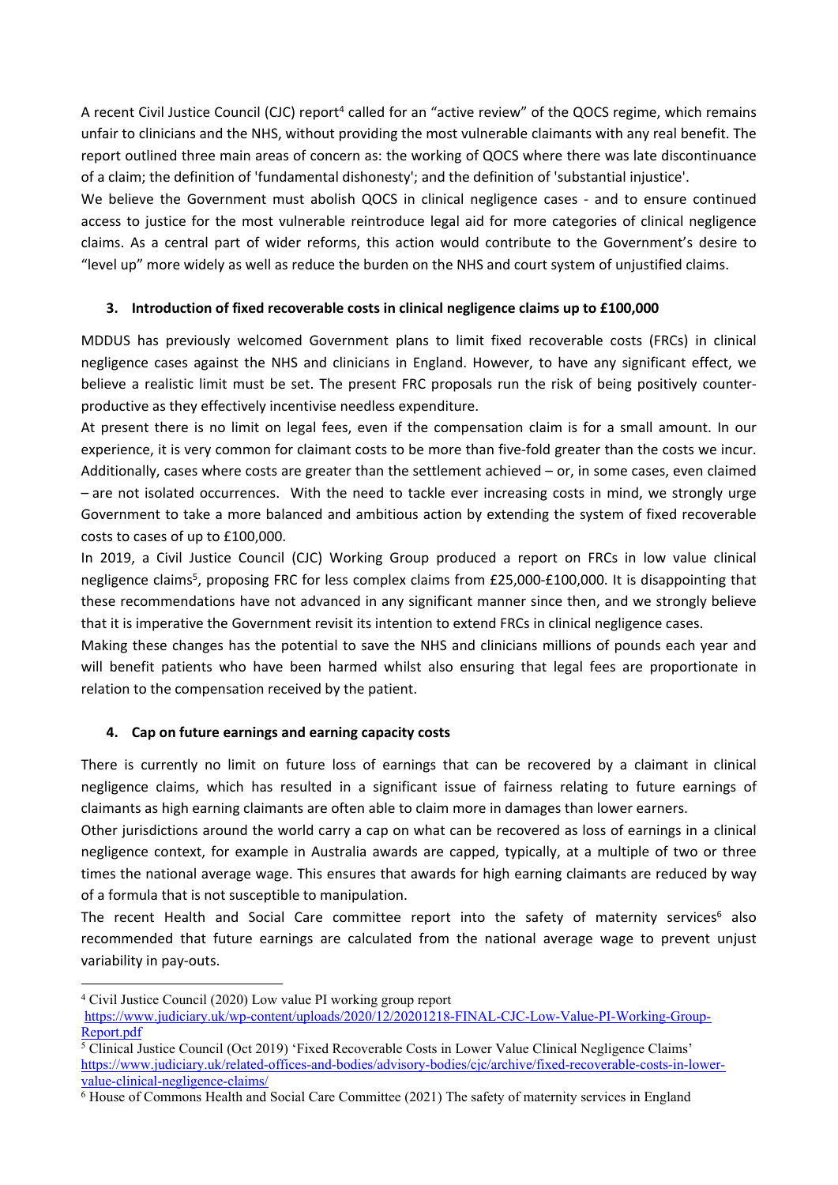A recent Civil Justice Council (CJC) report[4] called for an "active review" of the QOCS regime, which remains unfair to clinicians and the NHS, without providing the most vulnerable claimants with any real benefit. The report outlined three main areas of concern as: the working of QOCS where there was late discontinuance of a claim; the definition of 'fundamental dishonesty'; and the definition of 'substantial injustice'.

We believe the Government must abolish QOCS in clinical negligence cases - and to ensure continued access to justice for the most vulnerable reintroduce legal aid for more categories of clinical negligence claims. As a central part of wider reforms, this action would contribute to the Government's desire to "level up" more widely as well as reduce the burden on the NHS and court system of unjustified claims.

### 3. Introduction of fixed recoverable costs in clinical negligence claims up to £100,000

MDDUS has previously welcomed Government plans to limit fixed recoverable costs (FRCs) in clinical negligence cases against the NHS and clinicians in England. However, to have any significant effect, we believe a realistic limit must be set. The present FRC proposals run the risk of being positively counter-productive as they effectively incentivise needless expenditure.

At present there is no limit on legal fees, even if the compensation claim is for a small amount. In our experience, it is very common for claimant costs to be more than five-fold greater than the costs we incur. Additionally, cases where costs are greater than the settlement achieved – or, in some cases, even claimed – are not isolated occurrences. With the need to tackle ever increasing costs in mind, we strongly urge Government to take a more balanced and ambitious action by extending the system of fixed recoverable costs to cases of up to £100,000.

In 2019, a Civil Justice Council (CJC) Working Group produced a report on FRCs in low value clinical negligence claims[5], proposing FRC for less complex claims from £25,000-£100,000. It is disappointing that these recommendations have not advanced in any significant manner since then, and we strongly believe that it is imperative the Government revisit its intention to extend FRCs in clinical negligence cases.

Making these changes has the potential to save the NHS and clinicians millions of pounds each year and will benefit patients who have been harmed whilst also ensuring that legal fees are proportionate in relation to the compensation received by the patient.

### 4. Cap on future earnings and earning capacity costs

There is currently no limit on future loss of earnings that can be recovered by a claimant in clinical negligence claims, which has resulted in a significant issue of fairness relating to future earnings of claimants as high earning claimants are often able to claim more in damages than lower earners.

Other jurisdictions around the world carry a cap on what can be recovered as loss of earnings in a clinical negligence context, for example in Australia awards are capped, typically, at a multiple of two or three times the national average wage. This ensures that awards for high earning claimants are reduced by way of a formula that is not susceptible to manipulation.

The recent Health and Social Care committee report into the safety of maternity services[6] also recommended that future earnings are calculated from the national average wage to prevent unjust variability in pay-outs.

---

[4] Civil Justice Council (2020) Low value PI working group report https://www.judiciary.uk/wp-content/uploads/2020/12/20201218-FINAL-CJC-Low-Value-PI-Working-Group-Report.pdf

[5] Civil Justice Council (Oct 2019) 'Fixed Recoverable Costs in Lower Value Clinical Negligence Claims' https://www.judiciary.uk/related-offices-and-bodies/advisory-bodies/cjc/archive/fixed-recoverable-costs-in-lower-value-clinical-negligence-claims/

[6] House of Commons Health and Social Care Committee (2021) The safety of maternity services in England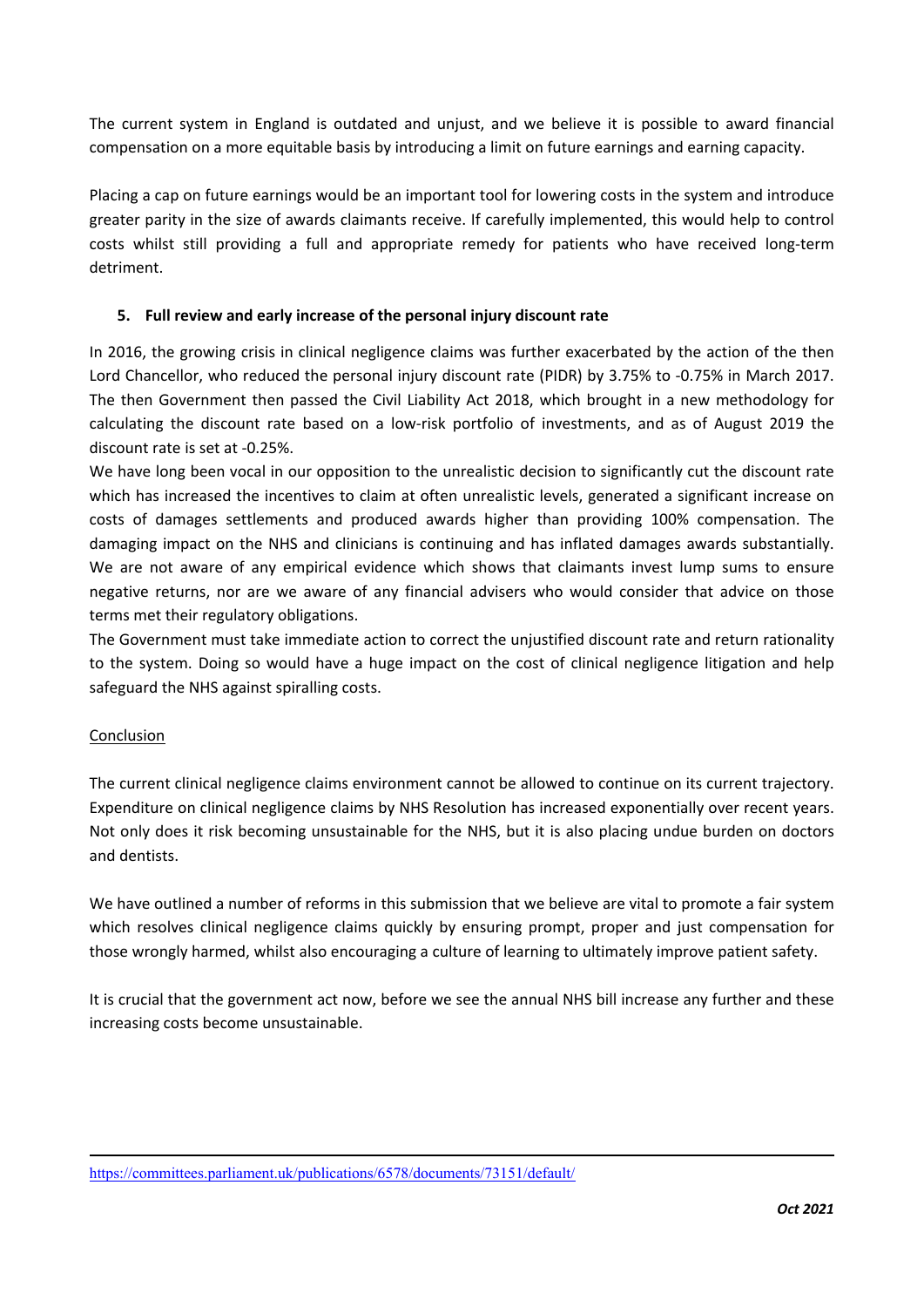The current system in England is outdated and unjust, and we believe it is possible to award financial compensation on a more equitable basis by introducing a limit on future earnings and earning capacity.

Placing a cap on future earnings would be an important tool for lowering costs in the system and introduce greater parity in the size of awards claimants receive. If carefully implemented, this would help to control costs whilst still providing a full and appropriate remedy for patients who have received long-term detriment.

### 5. Full review and early increase of the personal injury discount rate

In 2016, the growing crisis in clinical negligence claims was further exacerbated by the action of the then Lord Chancellor, who reduced the personal injury discount rate (PIDR) by 3.75% to -0.75% in March 2017. The then Government then passed the Civil Liability Act 2018, which brought in a new methodology for calculating the discount rate based on a low-risk portfolio of investments, and as of August 2019 the discount rate is set at -0.25%.

We have long been vocal in our opposition to the unrealistic decision to significantly cut the discount rate which has increased the incentives to claim at often unrealistic levels, generated a significant increase on costs of damages settlements and produced awards higher than providing 100% compensation. The damaging impact on the NHS and clinicians is continuing and has inflated damages awards substantially. We are not aware of any empirical evidence which shows that claimants invest lump sums to ensure negative returns, nor are we aware of any financial advisers who would consider that advice on those terms met their regulatory obligations.

The Government must take immediate action to correct the unjustified discount rate and return rationality to the system. Doing so would have a huge impact on the cost of clinical negligence litigation and help safeguard the NHS against spiralling costs.

## Conclusion

The current clinical negligence claims environment cannot be allowed to continue on its current trajectory. Expenditure on clinical negligence claims by NHS Resolution has increased exponentially over recent years. Not only does it risk becoming unsustainable for the NHS, but it is also placing undue burden on doctors and dentists.

We have outlined a number of reforms in this submission that we believe are vital to promote a fair system which resolves clinical negligence claims quickly by ensuring prompt, proper and just compensation for those wrongly harmed, whilst also encouraging a culture of learning to ultimately improve patient safety.

It is crucial that the government act now, before we see the annual NHS bill increase any further and these increasing costs become unsustainable.

---

https://committees.parliament.uk/publications/6578/documents/73151/default/

*Oct 2021*